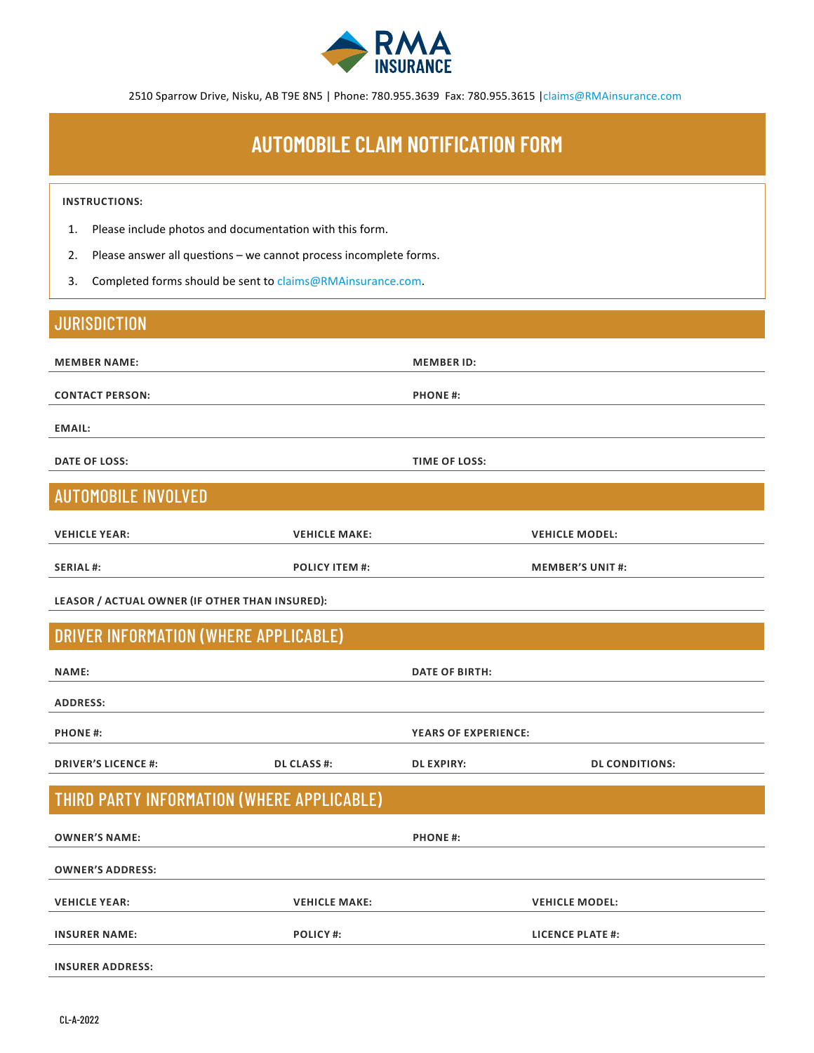RMA INSURANCE

2510 Sparrow Drive, Nisku, AB T9E 8N5 | Phone: 780.955.3639 Fax: 780.955.3615 | claims@RMAinsurance.com

# AUTOMOBILE CLAIM NOTIFICATION FORM

**INSTRUCTIONS:**

1. Please include photos and documentation with this form.
2. Please answer all questions – we cannot process incomplete forms.
3. Completed forms should be sent to claims@RMAinsurance.com.

## JURISDICTION

| | |
|---|---|
| **MEMBER NAME:** | **MEMBER ID:** |
| **CONTACT PERSON:** | **PHONE #:** |
| **EMAIL:** | |
| **DATE OF LOSS:** | **TIME OF LOSS:** |

## AUTOMOBILE INVOLVED

| | | |
|---|---|---|
| **VEHICLE YEAR:** | **VEHICLE MAKE:** | **VEHICLE MODEL:** |
| **SERIAL #:** | **POLICY ITEM #:** | **MEMBER'S UNIT #:** |
| **LEASOR / ACTUAL OWNER (IF OTHER THAN INSURED):** | | |

## DRIVER INFORMATION (WHERE APPLICABLE)

| | | | |
|---|---|---|---|
| **NAME:** | | **DATE OF BIRTH:** | |
| **ADDRESS:** | | | |
| **PHONE #:** | | **YEARS OF EXPERIENCE:** | |
| **DRIVER'S LICENCE #:** | **DL CLASS #:** | **DL EXPIRY:** | **DL CONDITIONS:** |

## THIRD PARTY INFORMATION (WHERE APPLICABLE)

| | | |
|---|---|---|
| **OWNER'S NAME:** | | **PHONE #:** |
| **OWNER'S ADDRESS:** | | |
| **VEHICLE YEAR:** | **VEHICLE MAKE:** | **VEHICLE MODEL:** |
| **INSURER NAME:** | **POLICY #:** | **LICENCE PLATE #:** |
| **INSURER ADDRESS:** | | |

CL-A-2022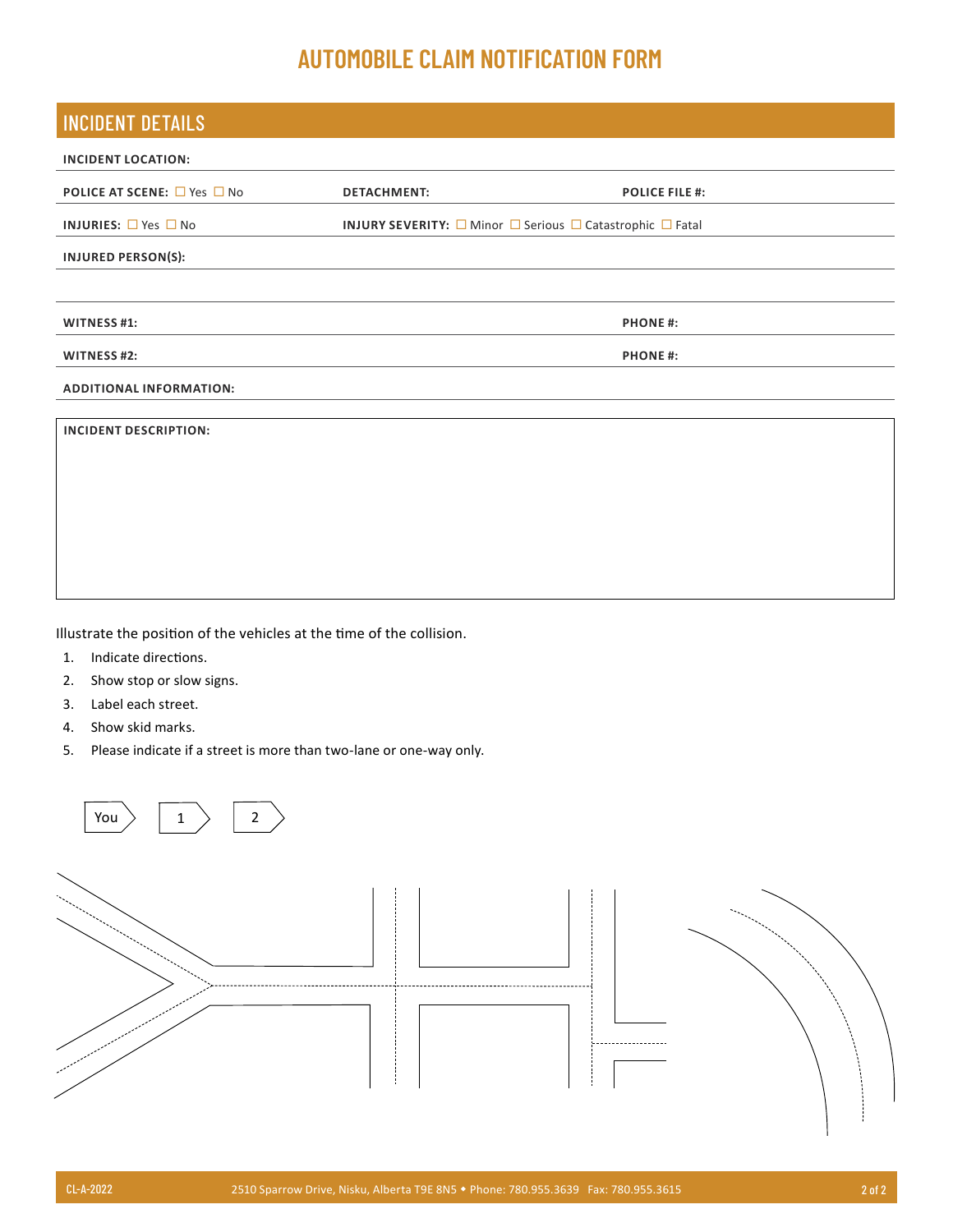# AUTOMOBILE CLAIM NOTIFICATION FORM

## INCIDENT DETAILS

**INCIDENT LOCATION:**

**POLICE AT SCENE:** ☐ Yes ☐ No | **DETACHMENT:** | **POLICE FILE #:**

**INJURIES:** ☐ Yes ☐ No | **INJURY SEVERITY:** ☐ Minor ☐ Serious ☐ Catastrophic ☐ Fatal

**INJURED PERSON(S):**

**WITNESS #1:** | **PHONE #:**

**WITNESS #2:** | **PHONE #:**

**ADDITIONAL INFORMATION:**

**INCIDENT DESCRIPTION:**

Illustrate the position of the vehicles at the time of the collision.

1. Indicate directions.
2. Show stop or slow signs.
3. Label each street.
4. Show skid marks.
5. Please indicate if a street is more than two-lane or one-way only.

You 1 2